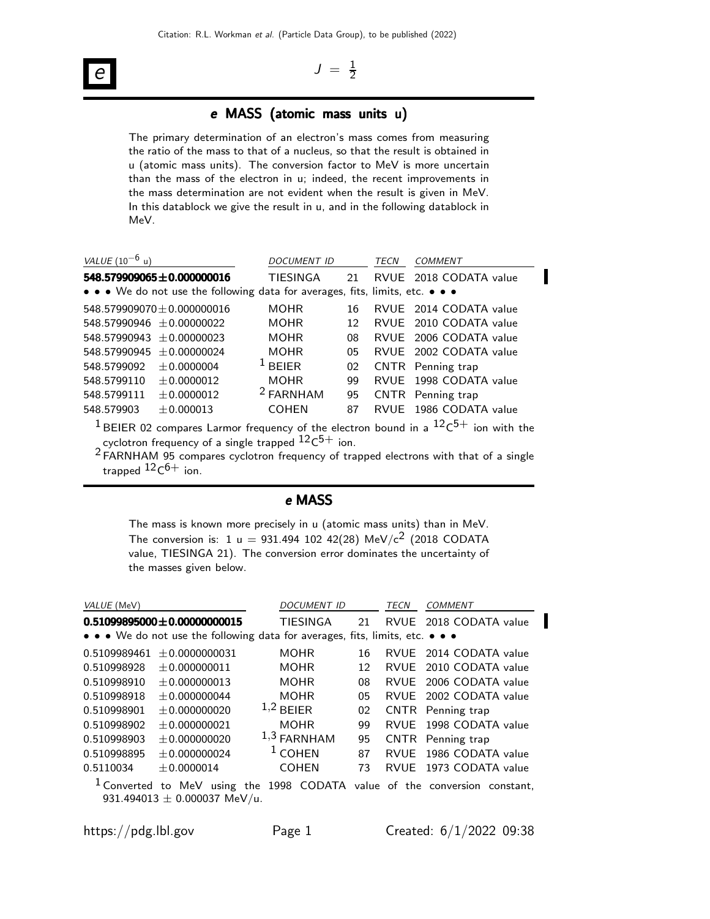# $e$

$J = \frac{1}{2}$

## $e$ MASS (atomic mass units u)

The primary determination of an electron's mass comes from measuring the ratio of the mass to that of a nucleus, so that the result is obtained in u (atomic mass units). The conversion factor to MeV is more uncertain than the mass of the electron in u; indeed, the recent improvements in the mass determination are not evident when the result is given in MeV. In this datablock we give the result in u, and in the following datablock in MeV.

| *VALUE* ($10^{-6}$ u) | *DOCUMENT ID* | | *TECN* | *COMMENT* |
|---|---|---|---|---|
| **548.579909065±0.000000016** | TIESINGA | 21 | RVUE | 2018 CODATA value |
| • • • We do not use the following data for averages, fits, limits, etc. • • • | | | | |
| 548.579909070±0.000000016 | MOHR | 16 | RVUE | 2014 CODATA value |
| 548.57990946 ±0.00000022 | MOHR | 12 | RVUE | 2010 CODATA value |
| 548.57990943 ±0.00000023 | MOHR | 08 | RVUE | 2006 CODATA value |
| 548.57990945 ±0.00000024 | MOHR | 05 | RVUE | 2002 CODATA value |
| 548.5799092 ±0.0000004 | [1] BEIER | 02 | CNTR | Penning trap |
| 548.5799110 ±0.0000012 | MOHR | 99 | RVUE | 1998 CODATA value |
| 548.5799111 ±0.0000012 | [2] FARNHAM | 95 | CNTR | Penning trap |
| 548.579903 ±0.000013 | COHEN | 87 | RVUE | 1986 CODATA value |

[1] BEIER 02 compares Larmor frequency of the electron bound in a $^{12}C^{5+}$ ion with the cyclotron frequency of a single trapped $^{12}C^{5+}$ ion.

[2] FARNHAM 95 compares cyclotron frequency of trapped electrons with that of a single trapped $^{12}C^{6+}$ ion.

## $e$ MASS

The mass is known more precisely in u (atomic mass units) than in MeV. The conversion is: 1 u = 931.494 102 42(28) MeV/$c^2$ (2018 CODATA value, TIESINGA 21). The conversion error dominates the uncertainty of the masses given below.

| *VALUE* (MeV) | *DOCUMENT ID* | | *TECN* | *COMMENT* |
|---|---|---|---|---|
| **0.51099895000±0.00000000015** | TIESINGA | 21 | RVUE | 2018 CODATA value |
| • • • We do not use the following data for averages, fits, limits, etc. • • • | | | | |
| 0.5109989461 ±0.0000000031 | MOHR | 16 | RVUE | 2014 CODATA value |
| 0.510998928 ±0.000000011 | MOHR | 12 | RVUE | 2010 CODATA value |
| 0.510998910 ±0.000000013 | MOHR | 08 | RVUE | 2006 CODATA value |
| 0.510998918 ±0.000000044 | MOHR | 05 | RVUE | 2002 CODATA value |
| 0.510998901 ±0.000000020 | [1,2] BEIER | 02 | CNTR | Penning trap |
| 0.510998902 ±0.000000021 | MOHR | 99 | RVUE | 1998 CODATA value |
| 0.510998903 ±0.000000020 | [1,3] FARNHAM | 95 | CNTR | Penning trap |
| 0.510998895 ±0.000000024 | [1] COHEN | 87 | RVUE | 1986 CODATA value |
| 0.5110034 ±0.0000014 | COHEN | 73 | RVUE | 1973 CODATA value |

[1] Converted to MeV using the 1998 CODATA value of the conversion constant, 931.494013 ± 0.000037 MeV/u.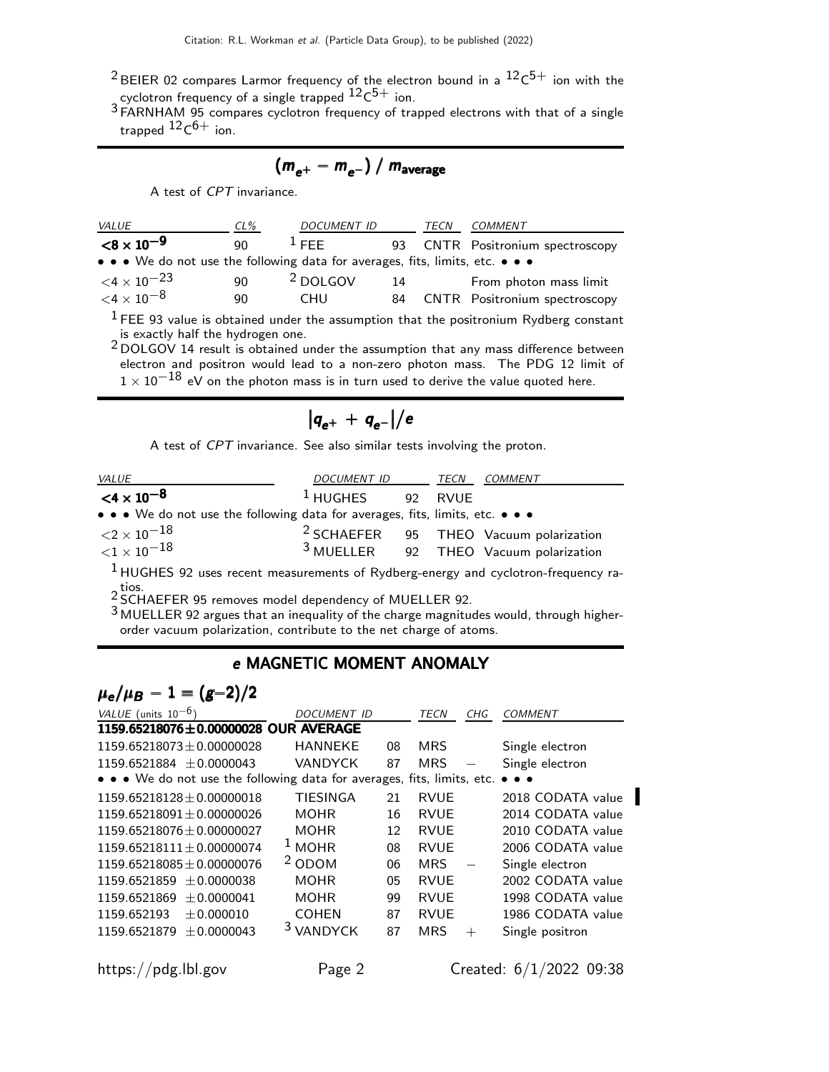[2] BEIER 02 compares Larmor frequency of the electron bound in a $^{12}C^{5+}$ ion with the cyclotron frequency of a single trapped $^{12}C^{5+}$ ion.

[3] FARNHAM 95 compares cyclotron frequency of trapped electrons with that of a single trapped $^{12}C^{6+}$ ion.

## $(m_{e^+} - m_{e^-}) \;/\; m_{\text{average}}$

A test of *CPT* invariance.

| VALUE | CL% | DOCUMENT ID | | TECN | COMMENT |
|---|---|---|---|---|---|
| **$<8 \times 10^{-9}$** | 90 | [1] FEE | 93 | CNTR | Positronium spectroscopy |
| • • • We do not use the following data for averages, fits, limits, etc. • • • | | | | | |
| $<4 \times 10^{-23}$ | 90 | [2] DOLGOV | 14 | | From photon mass limit |
| $<4 \times 10^{-8}$ | 90 | CHU | 84 | CNTR | Positronium spectroscopy |

[1] FEE 93 value is obtained under the assumption that the positronium Rydberg constant is exactly half the hydrogen one.

[2] DOLGOV 14 result is obtained under the assumption that any mass difference between electron and positron would lead to a non-zero photon mass. The PDG 12 limit of $1 \times 10^{-18}$ eV on the photon mass is in turn used to derive the value quoted here.

## $|q_{e^+} + q_{e^-}|/e$

A test of *CPT* invariance. See also similar tests involving the proton.

| VALUE | DOCUMENT ID | | TECN | COMMENT |
|---|---|---|---|---|
| **$<4 \times 10^{-8}$** | [1] HUGHES | 92 | RVUE | |
| • • • We do not use the following data for averages, fits, limits, etc. • • • | | | | |
| $<2 \times 10^{-18}$ | [2] SCHAEFER | 95 | THEO | Vacuum polarization |
| $<1 \times 10^{-18}$ | [3] MUELLER | 92 | THEO | Vacuum polarization |

[1] HUGHES 92 uses recent measurements of Rydberg-energy and cyclotron-frequency ratios.

[2] SCHAEFER 95 removes model dependency of MUELLER 92.

[3] MUELLER 92 argues that an inequality of the charge magnitudes would, through higher-order vacuum polarization, contribute to the net charge of atoms.

## *e* MAGNETIC MOMENT ANOMALY

### $\mu_e/\mu_B - 1 = (g-2)/2$

| VALUE (units $10^{-6}$) | DOCUMENT ID | | TECN | CHG | COMMENT |
|---|---|---|---|---|---|
| **1159.65218076±0.00000028 OUR AVERAGE** | | | | | |
| 1159.65218073±0.00000028 | HANNEKE | 08 | MRS | | Single electron |
| 1159.6521884 ±0.0000043 | VANDYCK | 87 | MRS | − | Single electron |
| • • • We do not use the following data for averages, fits, limits, etc. • • • | | | | | |
| 1159.65218128±0.00000018 | TIESINGA | 21 | RVUE | | 2018 CODATA value |
| 1159.65218091±0.00000026 | MOHR | 16 | RVUE | | 2014 CODATA value |
| 1159.65218076±0.00000027 | MOHR | 12 | RVUE | | 2010 CODATA value |
| 1159.65218111±0.00000074 | [1] MOHR | 08 | RVUE | | 2006 CODATA value |
| 1159.65218085±0.00000076 | [2] ODOM | 06 | MRS | − | Single electron |
| 1159.6521859 ±0.0000038 | MOHR | 05 | RVUE | | 2002 CODATA value |
| 1159.6521869 ±0.0000041 | MOHR | 99 | RVUE | | 1998 CODATA value |
| 1159.652193 ±0.000010 | COHEN | 87 | RVUE | | 1986 CODATA value |
| 1159.6521879 ±0.0000043 | [3] VANDYCK | 87 | MRS | + | Single positron |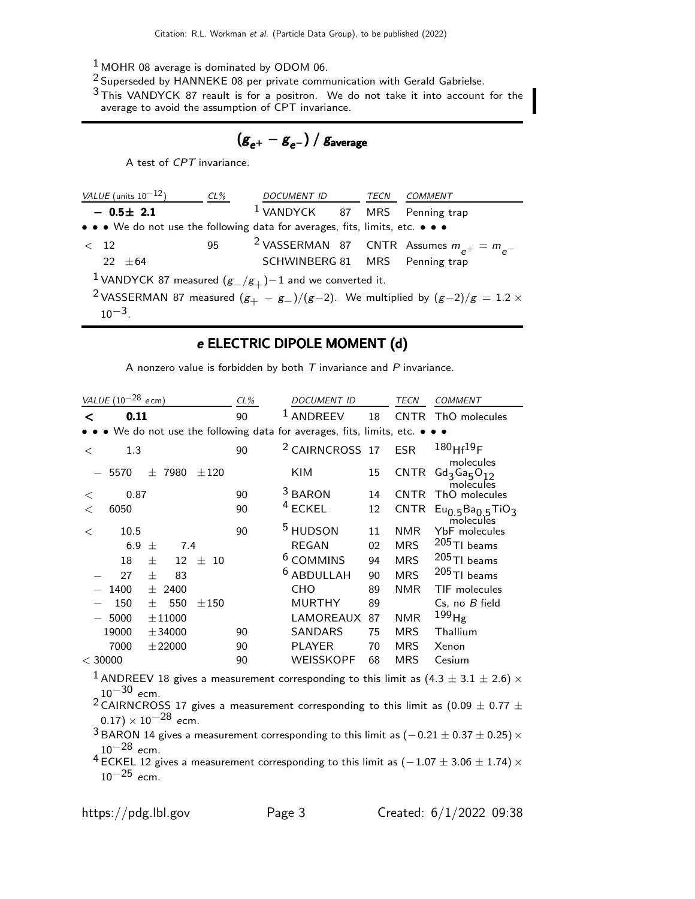[1] MOHR 08 average is dominated by ODOM 06.

[2] Superseded by HANNEKE 08 per private communication with Gerald Gabrielse.

[3] This VANDYCK 87 reault is for a positron. We do not take it into account for the average to avoid the assumption of CPT invariance.

## $(g_{e^+} - g_{e^-}) / g_{\text{average}}$

A test of *CPT* invariance.

| VALUE (units $10^{-12}$) | CL% | DOCUMENT ID | | TECN | COMMENT |
|---|---|---|---|---|---|
| **$-$ 0.5± 2.1** | | [1] VANDYCK | 87 | MRS | Penning trap |
| • • • We do not use the following data for averages, fits, limits, etc. • • • | | | | | |
| < 12 | 95 | [2] VASSERMAN | 87 | CNTR | Assumes $m_{e^+} = m_{e^-}$ |
| 22 ±64 | | SCHWINBERG | 81 | MRS | Penning trap |

[1] VANDYCK 87 measured $(g_-/g_+)-1$ and we converted it.

[2] VASSERMAN 87 measured $(g_+ - g_-)/(g-2)$. We multiplied by $(g-2)/g = 1.2 \times 10^{-3}$.

## *e* ELECTRIC DIPOLE MOMENT (d)

A nonzero value is forbidden by both *T* invariance and *P* invariance.

| VALUE ($10^{-28}$ *e*cm) | CL% | DOCUMENT ID | | TECN | COMMENT |
|---|---|---|---|---|---|
| **< 0.11** | 90 | [1] ANDREEV | 18 | CNTR | ThO molecules |
| • • • We do not use the following data for averages, fits, limits, etc. • • • | | | | | |
| < 1.3 | 90 | [2] CAIRNCROSS | 17 | ESR | $^{180}Hf^{19}F$ molecules |
| $-$ 5570 ± 7980 ±120 | | KIM | 15 | CNTR | $Gd_3Ga_5O_{12}$ molecules |
| < 0.87 | 90 | [3] BARON | 14 | CNTR | ThO molecules |
| < 6050 | 90 | [4] ECKEL | 12 | CNTR | $Eu_{0.5}Ba_{0.5}TiO_3$ molecules |
| < 10.5 | 90 | [5] HUDSON | 11 | NMR | YbF molecules |
| 6.9 ± 7.4 | | REGAN | 02 | MRS | $^{205}$Tl beams |
| 18 ± 12 ± 10 | | [6] COMMINS | 94 | MRS | $^{205}$Tl beams |
| $-$ 27 ± 83 | | [6] ABDULLAH | 90 | MRS | $^{205}$Tl beams |
| $-$ 1400 ± 2400 | | CHO | 89 | NMR | TlF molecules |
| $-$ 150 ± 550 ±150 | | MURTHY | 89 | | Cs, no *B* field |
| $-$ 5000 ±11000 | | LAMOREAUX | 87 | NMR | $^{199}$Hg |
| 19000 ±34000 | 90 | SANDARS | 75 | MRS | Thallium |
| 7000 ±22000 | 90 | PLAYER | 70 | MRS | Xenon |
| < 30000 | 90 | WEISSKOPF | 68 | MRS | Cesium |

[1] ANDREEV 18 gives a measurement corresponding to this limit as $(4.3 \pm 3.1 \pm 2.6) \times 10^{-30}$ *e*cm.

[2] CAIRNCROSS 17 gives a measurement corresponding to this limit as $(0.09 \pm 0.77 \pm 0.17) \times 10^{-28}$ *e*cm.

[3] BARON 14 gives a measurement corresponding to this limit as $(-0.21 \pm 0.37 \pm 0.25) \times 10^{-28}$ *e*cm.

[4] ECKEL 12 gives a measurement corresponding to this limit as $(-1.07 \pm 3.06 \pm 1.74) \times 10^{-25}$ *e*cm.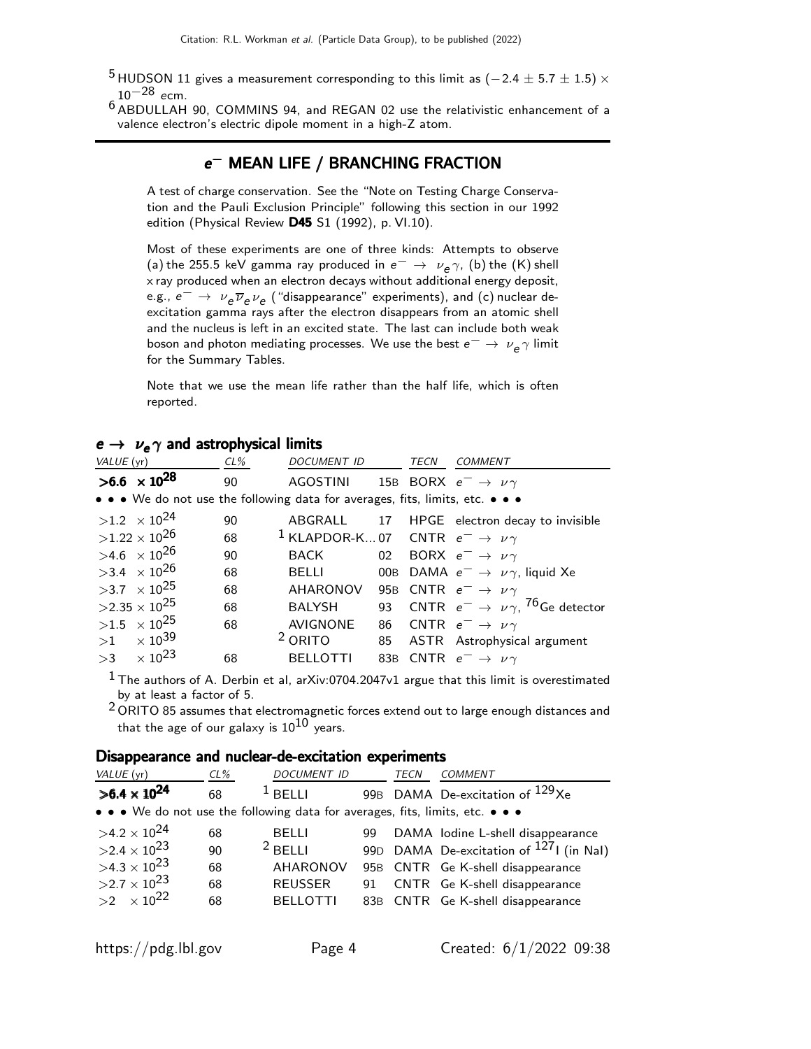[5] HUDSON 11 gives a measurement corresponding to this limit as $(-2.4 \pm 5.7 \pm 1.5) \times 10^{-28}$ *e*cm.

[6] ABDULLAH 90, COMMINS 94, and REGAN 02 use the relativistic enhancement of a valence electron's electric dipole moment in a high-Z atom.

## $e^-$ MEAN LIFE / BRANCHING FRACTION

A test of charge conservation. See the "Note on Testing Charge Conservation and the Pauli Exclusion Principle" following this section in our 1992 edition (Physical Review **D45** S1 (1992), p. VI.10).

Most of these experiments are one of three kinds: Attempts to observe (a) the 255.5 keV gamma ray produced in $e^- \rightarrow \nu_e \gamma$, (b) the (K) shell x ray produced when an electron decays without additional energy deposit, e.g., $e^- \rightarrow \nu_e \overline{\nu}_e \nu_e$ ("disappearance" experiments), and (c) nuclear deexcitation gamma rays after the electron disappears from an atomic shell and the nucleus is left in an excited state. The last can include both weak boson and photon mediating processes. We use the best $e^- \rightarrow \nu_e \gamma$ limit for the Summary Tables.

Note that we use the mean life rather than the half life, which is often reported.

### $e \rightarrow \nu_e \gamma$ and astrophysical limits

| VALUE (yr) | CL% | DOCUMENT ID | | TECN | COMMENT |
|---|---|---|---|---|---|
| **$>6.6 \times 10^{28}$** | 90 | AGOSTINI | 15B | BORX | $e^- \rightarrow \nu \gamma$ |
| • • • We do not use the following data for averages, fits, limits, etc. • • • | | | | | |
| $>1.2 \times 10^{24}$ | 90 | ABGRALL | 17 | HPGE | electron decay to invisible |
| $>1.22 \times 10^{26}$ | 68 | [1] KLAPDOR-K... | 07 | CNTR | $e^- \rightarrow \nu \gamma$ |
| $>4.6 \times 10^{26}$ | 90 | BACK | 02 | BORX | $e^- \rightarrow \nu \gamma$ |
| $>3.4 \times 10^{26}$ | 68 | BELLI | 00B | DAMA | $e^- \rightarrow \nu \gamma$, liquid Xe |
| $>3.7 \times 10^{25}$ | 68 | AHARONOV | 95B | CNTR | $e^- \rightarrow \nu \gamma$ |
| $>2.35 \times 10^{25}$ | 68 | BALYSH | 93 | CNTR | $e^- \rightarrow \nu \gamma$, $^{76}$Ge detector |
| $>1.5 \times 10^{25}$ | 68 | AVIGNONE | 86 | CNTR | $e^- \rightarrow \nu \gamma$ |
| $>1 \times 10^{39}$ | | [2] ORITO | 85 | ASTR | Astrophysical argument |
| $>3 \times 10^{23}$ | 68 | BELLOTTI | 83B | CNTR | $e^- \rightarrow \nu \gamma$ |

[1] The authors of A. Derbin et al, arXiv:0704.2047v1 argue that this limit is overestimated by at least a factor of 5.

[2] ORITO 85 assumes that electromagnetic forces extend out to large enough distances and that the age of our galaxy is $10^{10}$ years.

### Disappearance and nuclear-de-excitation experiments

| VALUE (yr) | CL% | DOCUMENT ID | | TECN | COMMENT |
|---|---|---|---|---|---|
| **$>6.4 \times 10^{24}$** | 68 | [1] BELLI | 99B | DAMA | De-excitation of $^{129}$Xe |
| • • • We do not use the following data for averages, fits, limits, etc. • • • | | | | | |
| $>4.2 \times 10^{24}$ | 68 | BELLI | 99 | DAMA | Iodine L-shell disappearance |
| $>2.4 \times 10^{23}$ | 90 | [2] BELLI | 99D | DAMA | De-excitation of $^{127}$I (in NaI) |
| $>4.3 \times 10^{23}$ | 68 | AHARONOV | 95B | CNTR | Ge K-shell disappearance |
| $>2.7 \times 10^{23}$ | 68 | REUSSER | 91 | CNTR | Ge K-shell disappearance |
| $>2 \times 10^{22}$ | 68 | BELLOTTI | 83B | CNTR | Ge K-shell disappearance |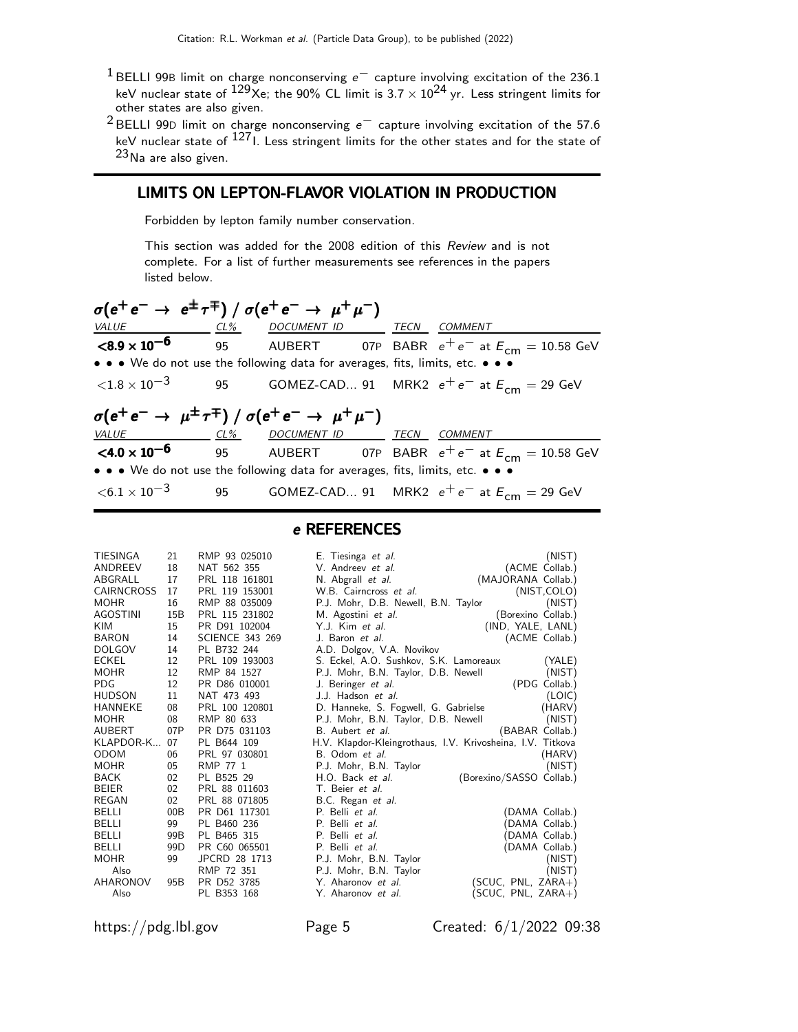[1] BELLI 99B limit on charge nonconserving $e^-$ capture involving excitation of the 236.1 keV nuclear state of $^{129}$Xe; the 90% CL limit is $3.7 \times 10^{24}$ yr. Less stringent limits for other states are also given.

[2] BELLI 99D limit on charge nonconserving $e^-$ capture involving excitation of the 57.6 keV nuclear state of $^{127}$I. Less stringent limits for the other states and for the state of $^{23}$Na are also given.

## LIMITS ON LEPTON-FLAVOR VIOLATION IN PRODUCTION

Forbidden by lepton family number conservation.

This section was added for the 2008 edition of this *Review* and is not complete. For a list of further measurements see references in the papers listed below.

### $\sigma(e^+e^- \to e^\pm\tau^\mp) / \sigma(e^+e^- \to \mu^+\mu^-)$

| *VALUE* | *CL%* | *DOCUMENT ID* | | *TECN* | *COMMENT* |
|---|---|---|---|---|---|
| **$<8.9 \times 10^{-6}$** | 95 | AUBERT | 07P | BABR | $e^+e^-$ at $E_{cm}$ = 10.58 GeV |
| • • • We do not use the following data for averages, fits, limits, etc. • • • | | | | | |
| $<1.8 \times 10^{-3}$ | 95 | GOMEZ-CAD... | 91 | MRK2 | $e^+e^-$ at $E_{cm}$ = 29 GeV |

### $\sigma(e^+e^- \to \mu^\pm\tau^\mp) / \sigma(e^+e^- \to \mu^+\mu^-)$

| *VALUE* | *CL%* | *DOCUMENT ID* | | *TECN* | *COMMENT* |
|---|---|---|---|---|---|
| **$<4.0 \times 10^{-6}$** | 95 | AUBERT | 07P | BABR | $e^+e^-$ at $E_{cm}$ = 10.58 GeV |
| • • • We do not use the following data for averages, fits, limits, etc. • • • | | | | | |
| $<6.1 \times 10^{-3}$ | 95 | GOMEZ-CAD... | 91 | MRK2 | $e^+e^-$ at $E_{cm}$ = 29 GeV |

## *e* REFERENCES

| | | | | |
|---|---|---|---|---|
| TIESINGA | 21 | RMP 93 025010 | E. Tiesinga *et al.* | (NIST) |
| ANDREEV | 18 | NAT 562 355 | V. Andreev *et al.* | (ACME Collab.) |
| ABGRALL | 17 | PRL 118 161801 | N. Abgrall *et al.* | (MAJORANA Collab.) |
| CAIRNCROSS | 17 | PRL 119 153001 | W.B. Cairncross *et al.* | (NIST,COLO) |
| MOHR | 16 | RMP 88 035009 | P.J. Mohr, D.B. Newell, B.N. Taylor | (NIST) |
| AGOSTINI | 15B | PRL 115 231802 | M. Agostini *et al.* | (Borexino Collab.) |
| KIM | 15 | PR D91 102004 | Y.J. Kim *et al.* | (IND, YALE, LANL) |
| BARON | 14 | SCIENCE 343 269 | J. Baron *et al.* | (ACME Collab.) |
| DOLGOV | 14 | PL B732 244 | A.D. Dolgov, V.A. Novikov | |
| ECKEL | 12 | PRL 109 193003 | S. Eckel, A.O. Sushkov, S.K. Lamoreaux | (YALE) |
| MOHR | 12 | RMP 84 1527 | P.J. Mohr, B.N. Taylor, D.B. Newell | (NIST) |
| PDG | 12 | PR D86 010001 | J. Beringer *et al.* | (PDG Collab.) |
| HUDSON | 11 | NAT 473 493 | J.J. Hadson *et al.* | (LOIC) |
| HANNEKE | 08 | PRL 100 120801 | D. Hanneke, S. Fogwell, G. Gabrielse | (HARV) |
| MOHR | 08 | RMP 80 633 | P.J. Mohr, B.N. Taylor, D.B. Newell | (NIST) |
| AUBERT | 07P | PR D75 031103 | B. Aubert *et al.* | (BABAR Collab.) |
| KLAPDOR-K... | 07 | PL B644 109 | H.V. Klapdor-Kleingrothaus, I.V. Krivosheina, I.V. Titkova | |
| ODOM | 06 | PRL 97 030801 | B. Odom *et al.* | (HARV) |
| MOHR | 05 | RMP 77 1 | P.J. Mohr, B.N. Taylor | (NIST) |
| BACK | 02 | PL B525 29 | H.O. Back *et al.* | (Borexino/SASSO Collab.) |
| BEIER | 02 | PRL 88 011603 | T. Beier *et al.* | |
| REGAN | 02 | PRL 88 071805 | B.C. Regan *et al.* | |
| BELLI | 00B | PR D61 117301 | P. Belli *et al.* | (DAMA Collab.) |
| BELLI | 99 | PL B460 236 | P. Belli *et al.* | (DAMA Collab.) |
| BELLI | 99B | PL B465 315 | P. Belli *et al.* | (DAMA Collab.) |
| BELLI | 99D | PR C60 065501 | P. Belli *et al.* | (DAMA Collab.) |
| MOHR | 99 | JPCRD 28 1713 | P.J. Mohr, B.N. Taylor | (NIST) |
| Also | | RMP 72 351 | P.J. Mohr, B.N. Taylor | (NIST) |
| AHARONOV | 95B | PR D52 3785 | Y. Aharonov *et al.* | (SCUC, PNL, ZARA+) |
| Also | | PL B353 168 | Y. Aharonov *et al.* | (SCUC, PNL, ZARA+) |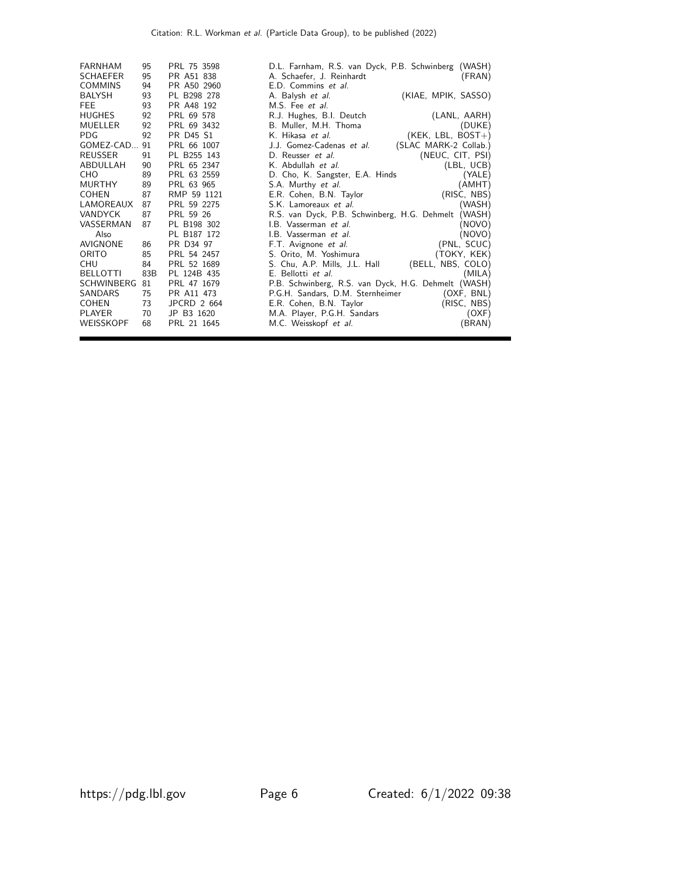| | | | | |
|---|---|---|---|---|
| FARNHAM | 95 | PRL 75 3598 | D.L. Farnham, R.S. van Dyck, P.B. Schwinberg | (WASH) |
| SCHAEFER | 95 | PR A51 838 | A. Schaefer, J. Reinhardt | (FRAN) |
| COMMINS | 94 | PR A50 2960 | E.D. Commins *et al.* | |
| BALYSH | 93 | PL B298 278 | A. Balysh *et al.* | (KIAE, MPIK, SASSO) |
| FEE | 93 | PR A48 192 | M.S. Fee *et al.* | |
| HUGHES | 92 | PRL 69 578 | R.J. Hughes, B.I. Deutch | (LANL, AARH) |
| MUELLER | 92 | PRL 69 3432 | B. Muller, M.H. Thoma | (DUKE) |
| PDG | 92 | PR D45 S1 | K. Hikasa *et al.* | (KEK, LBL, BOST+) |
| GOMEZ-CAD... | 91 | PRL 66 1007 | J.J. Gomez-Cadenas *et al.* | (SLAC MARK-2 Collab.) |
| REUSSER | 91 | PL B255 143 | D. Reusser *et al.* | (NEUC, CIT, PSI) |
| ABDULLAH | 90 | PRL 65 2347 | K. Abdullah *et al.* | (LBL, UCB) |
| CHO | 89 | PRL 63 2559 | D. Cho, K. Sangster, E.A. Hinds | (YALE) |
| MURTHY | 89 | PRL 63 965 | S.A. Murthy *et al.* | (AMHT) |
| COHEN | 87 | RMP 59 1121 | E.R. Cohen, B.N. Taylor | (RISC, NBS) |
| LAMOREAUX | 87 | PRL 59 2275 | S.K. Lamoreaux *et al.* | (WASH) |
| VANDYCK | 87 | PRL 59 26 | R.S. van Dyck, P.B. Schwinberg, H.G. Dehmelt | (WASH) |
| VASSERMAN | 87 | PL B198 302 | I.B. Vasserman *et al.* | (NOVO) |
| Also | | PL B187 172 | I.B. Vasserman *et al.* | (NOVO) |
| AVIGNONE | 86 | PR D34 97 | F.T. Avignone *et al.* | (PNL, SCUC) |
| ORITO | 85 | PRL 54 2457 | S. Orito, M. Yoshimura | (TOKY, KEK) |
| CHU | 84 | PRL 52 1689 | S. Chu, A.P. Mills, J.L. Hall | (BELL, NBS, COLO) |
| BELLOTTI | 83B | PL 124B 435 | E. Bellotti *et al.* | (MILA) |
| SCHWINBERG | 81 | PRL 47 1679 | P.B. Schwinberg, R.S. van Dyck, H.G. Dehmelt | (WASH) |
| SANDARS | 75 | PR A11 473 | P.G.H. Sandars, D.M. Sternheimer | (OXF, BNL) |
| COHEN | 73 | JPCRD 2 664 | E.R. Cohen, B.N. Taylor | (RISC, NBS) |
| PLAYER | 70 | JP B3 1620 | M.A. Player, P.G.H. Sandars | (OXF) |
| WEISSKOPF | 68 | PRL 21 1645 | M.C. Weisskopf *et al.* | (BRAN) |